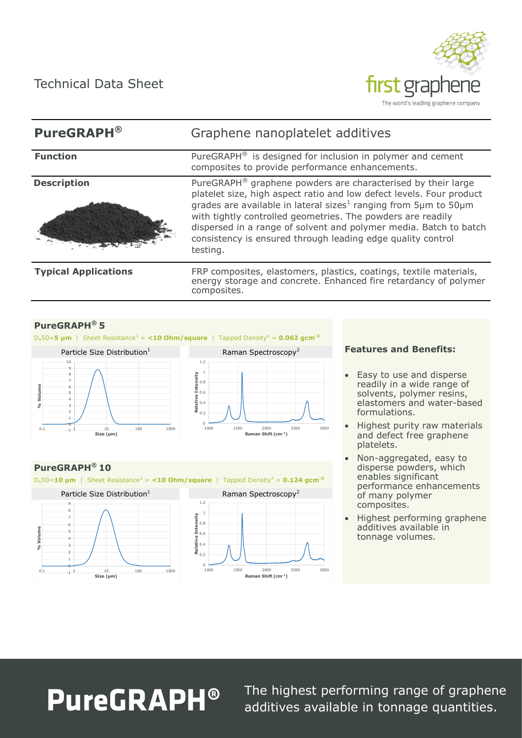Technical Data Sheet

first graphene
The world's leading graphene company

| **PureGRAPH®** | Graphene nanoplatelet additives |
|---|---|
| **Function** | PureGRAPH® is designed for inclusion in polymer and cement composites to provide performance enhancements. |
| **Description** | PureGRAPH® graphene powders are characterised by their large platelet size, high aspect ratio and low defect levels. Four product grades are available in lateral sizes[1] ranging from 5µm to 50µm with tightly controlled geometries. The powders are readily dispersed in a range of solvent and polymer media. Batch to batch consistency is ensured through leading edge quality control testing. |
| **Typical Applications** | FRP composites, elastomers, plastics, coatings, textile materials, energy storage and concrete. Enhanced fire retardancy of polymer composites. |

## PureGRAPH® 5

$D_v50$=**5 µm** | Sheet Resistance[3] = **<10 Ohm/square** | Tapped Density[4] = **0.062 gcm$^{-3}$**

Particle Size Distribution[1]

Raman Spectroscopy[2]

## PureGRAPH® 10

$D_v50$=**10 µm** | Sheet Resistance[3] = **<10 Ohm/square** | Tapped Density[4] = **0.124 gcm$^{-3}$**

Particle Size Distribution[1]

Raman Spectroscopy[2]

### Features and Benefits:

- Easy to use and disperse readily in a wide range of solvents, polymer resins, elastomers and water-based formulations.
- Highest purity raw materials and defect free graphene platelets.
- Non-aggregated, easy to disperse powders, which enables significant performance enhancements of many polymer composites.
- Highest performing graphene additives available in tonnage volumes.

**PureGRAPH®** The highest performing range of graphene additives available in tonnage quantities.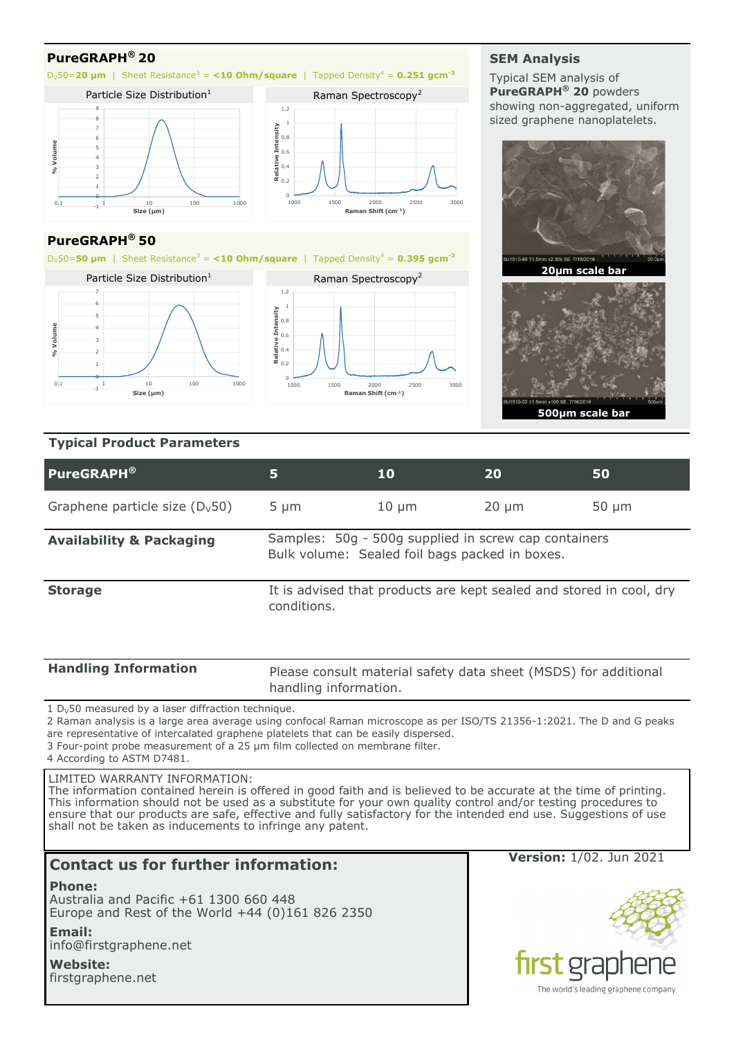## PureGRAPH® 20

$D_V50$=**20 µm** | Sheet Resistance[3] = **<10 Ohm/square** | Tapped Density[4] = **0.251 gcm$^{-3}$**

Particle Size Distribution[1]

% Volume

Size (µm)

0.1 1 10 100 1000

Raman Spectroscopy[2]

Relative Intensity

Raman Shift (cm$^{-1}$)

1000 1500 2000 2500 3000

## PureGRAPH® 50

$D_V50$=**50 µm** | Sheet Resistance[3] = **<10 Ohm/square** | Tapped Density[4] = **0.395 gcm$^{-3}$**

Particle Size Distribution[1]

% Volume

Size (µm)

0.1 1 10 100 1000

Raman Spectroscopy[2]

Relative Intensity

Raman Shift (cm$^{-1}$)

1000 1500 2000 2500 3000

## SEM Analysis

Typical SEM analysis of **PureGRAPH® 20** powders showing non-aggregated, uniform sized graphene nanoplatelets.

**20µm scale bar**

**500µm scale bar**

## Typical Product Parameters

| PureGRAPH® | 5 | 10 | 20 | 50 |
|---|---|---|---|---|
| Graphene particle size ($D_V50$) | 5 µm | 10 µm | 20 µm | 50 µm |
| **Availability & Packaging** | Samples: 50g - 500g supplied in screw cap containers<br>Bulk volume: Sealed foil bags packed in boxes. | | | |
| **Storage** | It is advised that products are kept sealed and stored in cool, dry conditions. | | | |
| **Handling Information** | Please consult material safety data sheet (MSDS) for additional handling information. | | | |

1 $D_V50$ measured by a laser diffraction technique.
2 Raman analysis is a large area average using confocal Raman microscope as per ISO/TS 21356-1:2021. The D and G peaks are representative of intercalated graphene platelets that can be easily dispersed.
3 Four-point probe measurement of a 25 µm film collected on membrane filter.
4 According to ASTM D7481.

LIMITED WARRANTY INFORMATION:
The information contained herein is offered in good faith and is believed to be accurate at the time of printing. This information should not be used as a substitute for your own quality control and/or testing procedures to ensure that our products are safe, effective and fully satisfactory for the intended end use. Suggestions of use shall not be taken as inducements to infringe any patent.

## Contact us for further information:

**Phone:**
Australia and Pacific +61 1300 660 448
Europe and Rest of the World +44 (0)161 826 2350

**Email:**
info@firstgraphene.net

**Website:**
firstgraphene.net

**Version:** 1/02. Jun 2021

first graphene
The world's leading graphene company